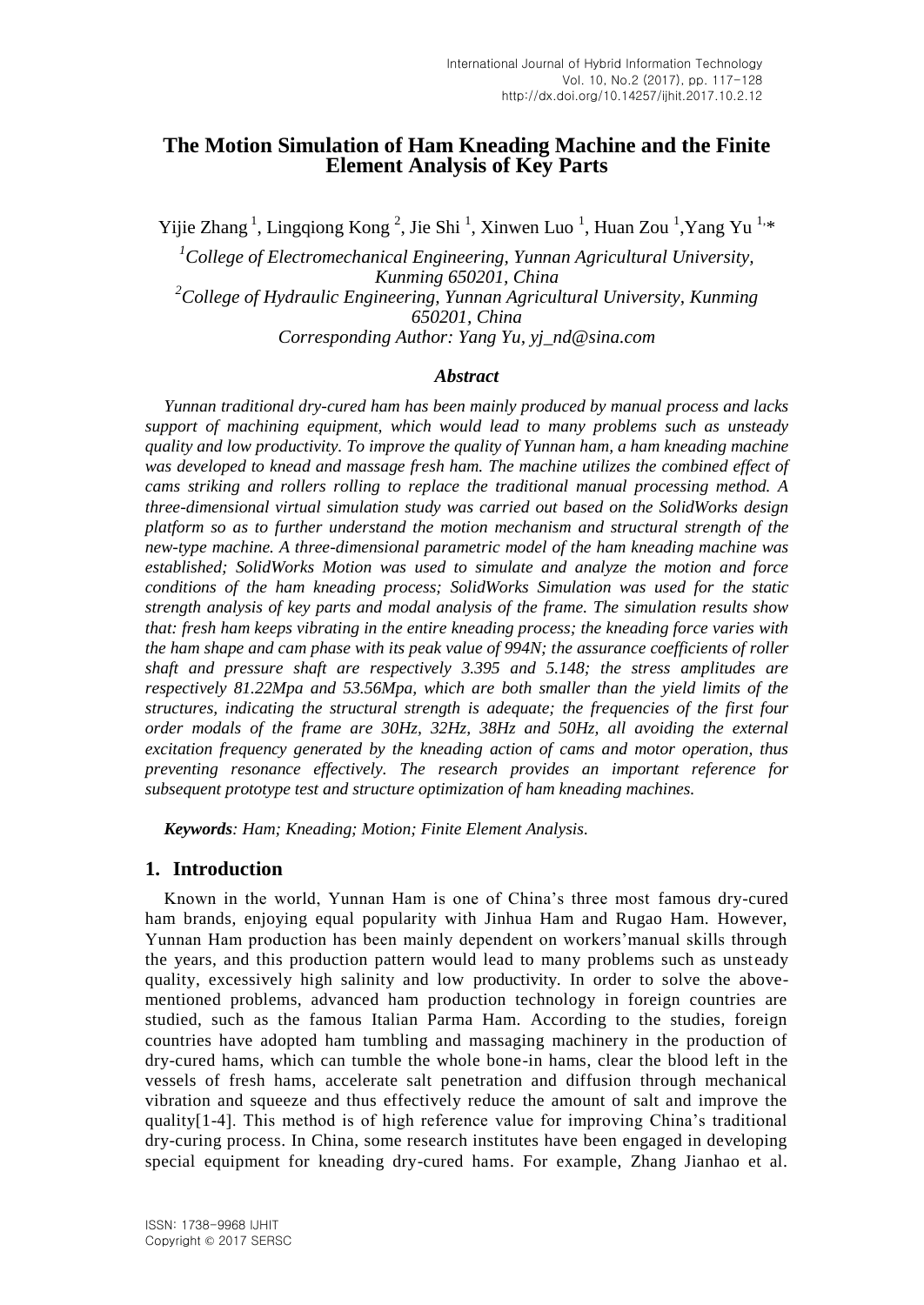# The Motion Simulation of Ham Kneading Machine and the Finite Element Analysis of Key Parts

Yijie Zhang [1], Lingqiong Kong [2], Jie Shi [1], Xinwen Luo [1], Huan Zou [1], Yang Yu [1,*]

*[1]College of Electromechanical Engineering, Yunnan Agricultural University, Kunming 650201, China*
*[2]College of Hydraulic Engineering, Yunnan Agricultural University, Kunming 650201, China*
*Corresponding Author: Yang Yu, yj_nd@sina.com*

### *Abstract*

*Yunnan traditional dry-cured ham has been mainly produced by manual process and lacks support of machining equipment, which would lead to many problems such as unsteady quality and low productivity. To improve the quality of Yunnan ham, a ham kneading machine was developed to knead and massage fresh ham. The machine utilizes the combined effect of cams striking and rollers rolling to replace the traditional manual processing method. A three-dimensional virtual simulation study was carried out based on the SolidWorks design platform so as to further understand the motion mechanism and structural strength of the new-type machine. A three-dimensional parametric model of the ham kneading machine was established; SolidWorks Motion was used to simulate and analyze the motion and force conditions of the ham kneading process; SolidWorks Simulation was used for the static strength analysis of key parts and modal analysis of the frame. The simulation results show that: fresh ham keeps vibrating in the entire kneading process; the kneading force varies with the ham shape and cam phase with its peak value of 994N; the assurance coefficients of roller shaft and pressure shaft are respectively 3.395 and 5.148; the stress amplitudes are respectively 81.22Mpa and 53.56Mpa, which are both smaller than the yield limits of the structures, indicating the structural strength is adequate; the frequencies of the first four order modals of the frame are 30Hz, 32Hz, 38Hz and 50Hz, all avoiding the external excitation frequency generated by the kneading action of cams and motor operation, thus preventing resonance effectively. The research provides an important reference for subsequent prototype test and structure optimization of ham kneading machines.*

***Keywords**: Ham; Kneading; Motion; Finite Element Analysis.*

## 1. Introduction

Known in the world, Yunnan Ham is one of China's three most famous dry-cured ham brands, enjoying equal popularity with Jinhua Ham and Rugao Ham. However, Yunnan Ham production has been mainly dependent on workers'manual skills through the years, and this production pattern would lead to many problems such as unsteady quality, excessively high salinity and low productivity. In order to solve the above-mentioned problems, advanced ham production technology in foreign countries are studied, such as the famous Italian Parma Ham. According to the studies, foreign countries have adopted ham tumbling and massaging machinery in the production of dry-cured hams, which can tumble the whole bone-in hams, clear the blood left in the vessels of fresh hams, accelerate salt penetration and diffusion through mechanical vibration and squeeze and thus effectively reduce the amount of salt and improve the quality[1-4]. This method is of high reference value for improving China's traditional dry-curing process. In China, some research institutes have been engaged in developing special equipment for kneading dry-cured hams. For example, Zhang Jianhao et al.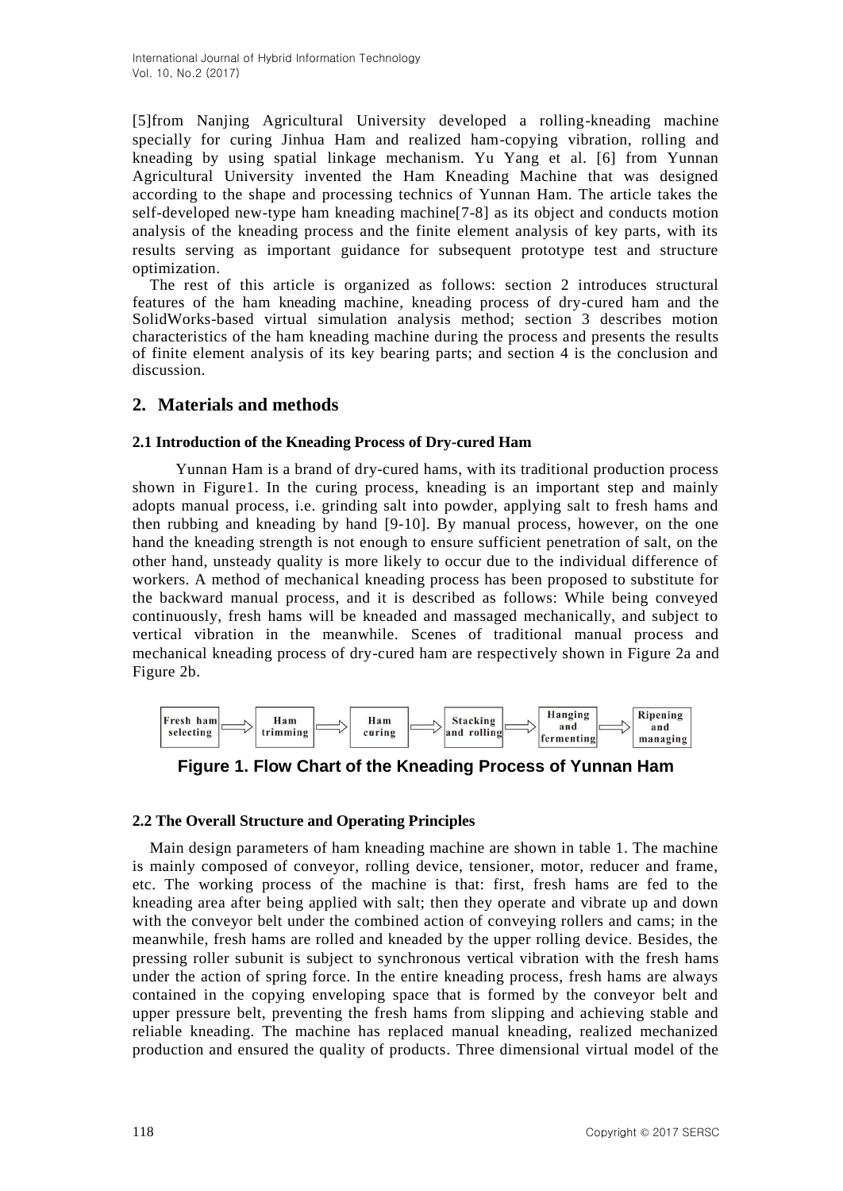[5]from Nanjing Agricultural University developed a rolling-kneading machine specially for curing Jinhua Ham and realized ham-copying vibration, rolling and kneading by using spatial linkage mechanism. Yu Yang et al. [6] from Yunnan Agricultural University invented the Ham Kneading Machine that was designed according to the shape and processing technics of Yunnan Ham. The article takes the self-developed new-type ham kneading machine[7-8] as its object and conducts motion analysis of the kneading process and the finite element analysis of key parts, with its results serving as important guidance for subsequent prototype test and structure optimization.

The rest of this article is organized as follows: section 2 introduces structural features of the ham kneading machine, kneading process of dry-cured ham and the SolidWorks-based virtual simulation analysis method; section 3 describes motion characteristics of the ham kneading machine during the process and presents the results of finite element analysis of its key bearing parts; and section 4 is the conclusion and discussion.

## 2. Materials and methods

### 2.1 Introduction of the Kneading Process of Dry-cured Ham

Yunnan Ham is a brand of dry-cured hams, with its traditional production process shown in Figure1. In the curing process, kneading is an important step and mainly adopts manual process, i.e. grinding salt into powder, applying salt to fresh hams and then rubbing and kneading by hand [9-10]. By manual process, however, on the one hand the kneading strength is not enough to ensure sufficient penetration of salt, on the other hand, unsteady quality is more likely to occur due to the individual difference of workers. A method of mechanical kneading process has been proposed to substitute for the backward manual process, and it is described as follows: While being conveyed continuously, fresh hams will be kneaded and massaged mechanically, and subject to vertical vibration in the meanwhile. Scenes of traditional manual process and mechanical kneading process of dry-cured ham are respectively shown in Figure 2a and Figure 2b.

Fresh ham selecting → Ham trimming → Ham curing → Stacking and rolling → Hanging and fermenting → Ripening and managing

**Figure 1. Flow Chart of the Kneading Process of Yunnan Ham**

### 2.2 The Overall Structure and Operating Principles

Main design parameters of ham kneading machine are shown in table 1. The machine is mainly composed of conveyor, rolling device, tensioner, motor, reducer and frame, etc. The working process of the machine is that: first, fresh hams are fed to the kneading area after being applied with salt; then they operate and vibrate up and down with the conveyor belt under the combined action of conveying rollers and cams; in the meanwhile, fresh hams are rolled and kneaded by the upper rolling device. Besides, the pressing roller subunit is subject to synchronous vertical vibration with the fresh hams under the action of spring force. In the entire kneading process, fresh hams are always contained in the copying enveloping space that is formed by the conveyor belt and upper pressure belt, preventing the fresh hams from slipping and achieving stable and reliable kneading. The machine has replaced manual kneading, realized mechanized production and ensured the quality of products. Three dimensional virtual model of the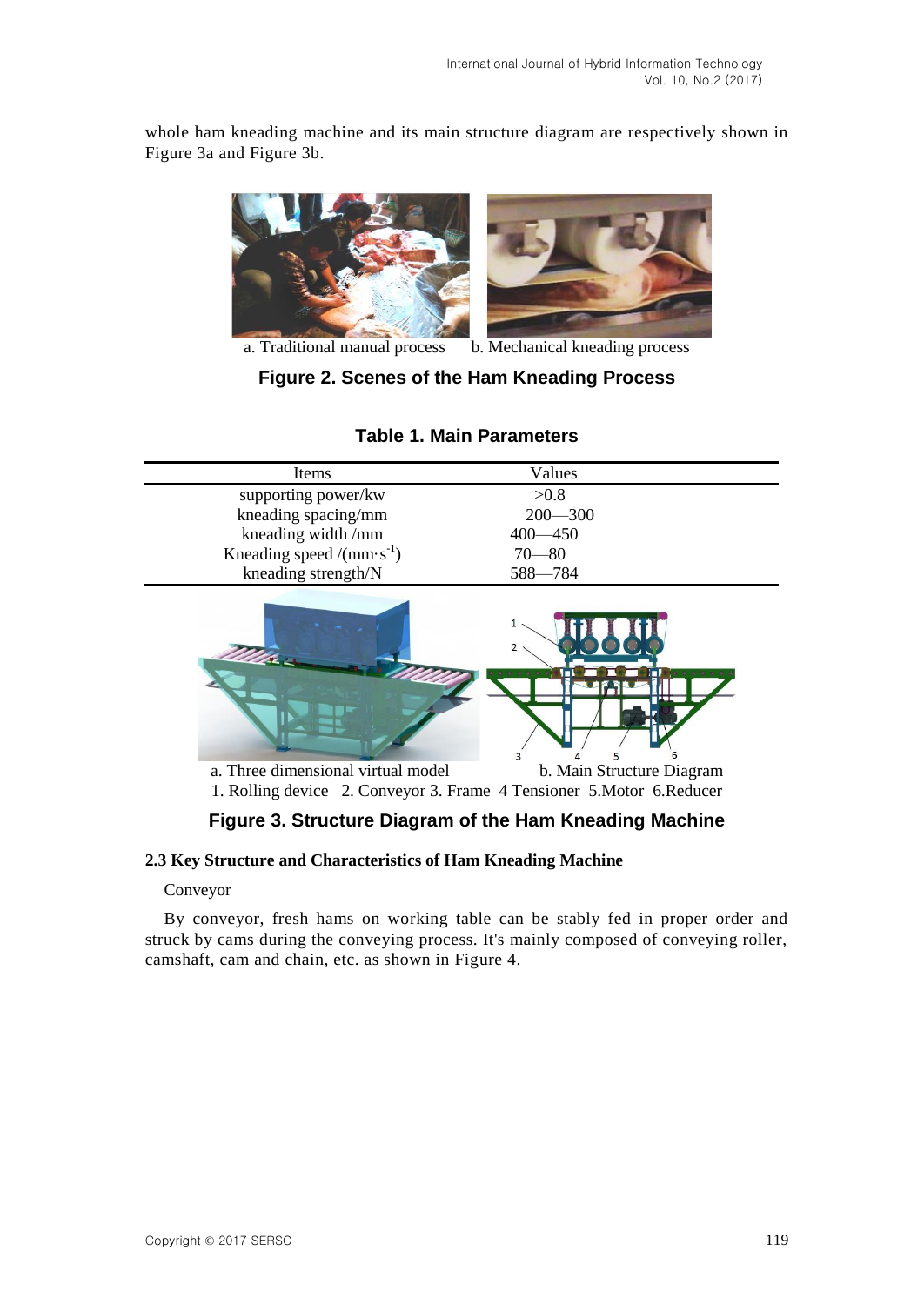whole ham kneading machine and its main structure diagram are respectively shown in Figure 3a and Figure 3b.

a. Traditional manual process b. Mechanical kneading process

**Figure 2. Scenes of the Ham Kneading Process**

**Table 1. Main Parameters**

| Items | Values |
|---|---|
| supporting power/kw | >0.8 |
| kneading spacing/mm | 200—300 |
| kneading width /mm | 400—450 |
| Kneading speed /($mm \cdot s^{-1}$) | 70—80 |
| kneading strength/N | 588—784 |

a. Three dimensional virtual model b. Main Structure Diagram

1. Rolling device 2. Conveyor 3. Frame 4 Tensioner 5.Motor 6.Reducer

**Figure 3. Structure Diagram of the Ham Kneading Machine**

### 2.3 Key Structure and Characteristics of Ham Kneading Machine

Conveyor

By conveyor, fresh hams on working table can be stably fed in proper order and struck by cams during the conveying process. It's mainly composed of conveying roller, camshaft, cam and chain, etc. as shown in Figure 4.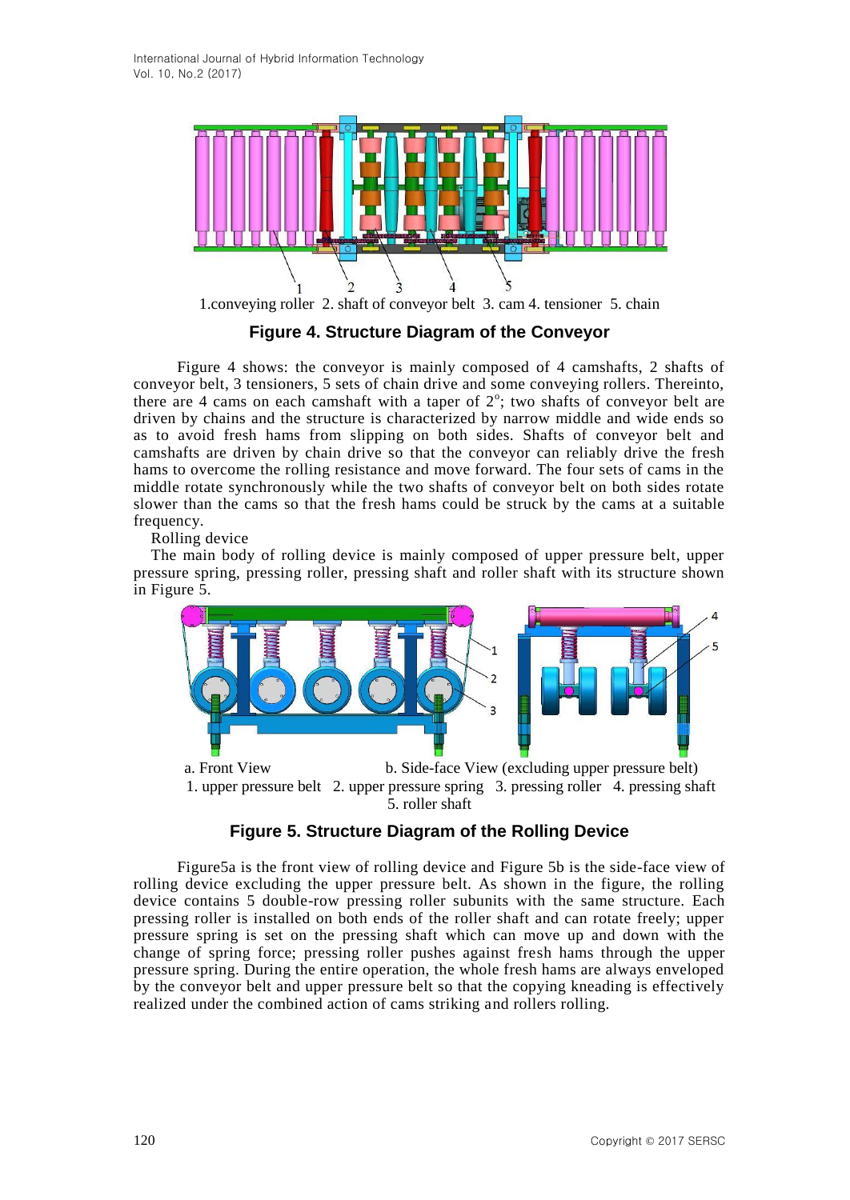1.conveying roller 2. shaft of conveyor belt 3. cam 4. tensioner 5. chain

**Figure 4. Structure Diagram of the Conveyor**

Figure 4 shows: the conveyor is mainly composed of 4 camshafts, 2 shafts of conveyor belt, 3 tensioners, 5 sets of chain drive and some conveying rollers. Thereinto, there are 4 cams on each camshaft with a taper of $2^{o}$; two shafts of conveyor belt are driven by chains and the structure is characterized by narrow middle and wide ends so as to avoid fresh hams from slipping on both sides. Shafts of conveyor belt and camshafts are driven by chain drive so that the conveyor can reliably drive the fresh hams to overcome the rolling resistance and move forward. The four sets of cams in the middle rotate synchronously while the two shafts of conveyor belt on both sides rotate slower than the cams so that the fresh hams could be struck by the cams at a suitable frequency.

Rolling device

The main body of rolling device is mainly composed of upper pressure belt, upper pressure spring, pressing roller, pressing shaft and roller shaft with its structure shown in Figure 5.

a. Front View b. Side-face View (excluding upper pressure belt)

1. upper pressure belt 2. upper pressure spring 3. pressing roller 4. pressing shaft 5. roller shaft

**Figure 5. Structure Diagram of the Rolling Device**

Figure5a is the front view of rolling device and Figure 5b is the side-face view of rolling device excluding the upper pressure belt. As shown in the figure, the rolling device contains 5 double-row pressing roller subunits with the same structure. Each pressing roller is installed on both ends of the roller shaft and can rotate freely; upper pressure spring is set on the pressing shaft which can move up and down with the change of spring force; pressing roller pushes against fresh hams through the upper pressure spring. During the entire operation, the whole fresh hams are always enveloped by the conveyor belt and upper pressure belt so that the copying kneading is effectively realized under the combined action of cams striking and rollers rolling.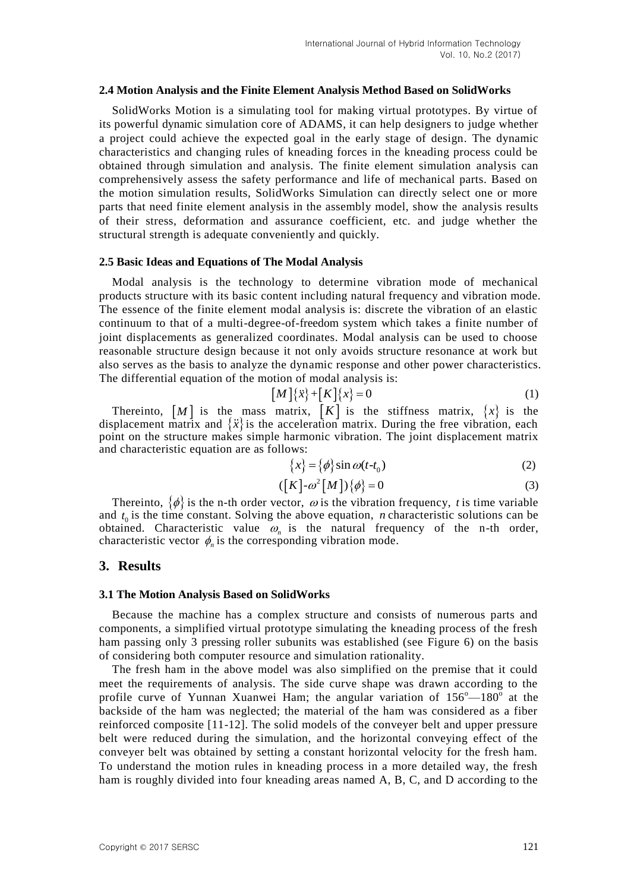### 2.4 Motion Analysis and the Finite Element Analysis Method Based on SolidWorks

SolidWorks Motion is a simulating tool for making virtual prototypes. By virtue of its powerful dynamic simulation core of ADAMS, it can help designers to judge whether a project could achieve the expected goal in the early stage of design. The dynamic characteristics and changing rules of kneading forces in the kneading process could be obtained through simulation and analysis. The finite element simulation analysis can comprehensively assess the safety performance and life of mechanical parts. Based on the motion simulation results, SolidWorks Simulation can directly select one or more parts that need finite element analysis in the assembly model, show the analysis results of their stress, deformation and assurance coefficient, etc. and judge whether the structural strength is adequate conveniently and quickly.

### 2.5 Basic Ideas and Equations of The Modal Analysis

Modal analysis is the technology to determine vibration mode of mechanical products structure with its basic content including natural frequency and vibration mode. The essence of the finite element modal analysis is: discrete the vibration of an elastic continuum to that of a multi-degree-of-freedom system which takes a finite number of joint displacements as generalized coordinates. Modal analysis can be used to choose reasonable structure design because it not only avoids structure resonance at work but also serves as the basis to analyze the dynamic response and other power characteristics. The differential equation of the motion of modal analysis is:

$$\left[M\right]\{\ddot{x}\}+\left[K\right]\{x\}=0 \tag{1}$$

Thereinto, $[M]$ is the mass matrix, $[K]$ is the stiffness matrix, $\{x\}$ is the displacement matrix and $\{\ddot{x}\}$ is the acceleration matrix. During the free vibration, each point on the structure makes simple harmonic vibration. The joint displacement matrix and characteristic equation are as follows:

$$\{x\}=\{\phi\}\sin\omega(t\text{-}t_0) \tag{2}$$

$$(\left[K\right]\text{-}\omega^2\left[M\right])\{\phi\}=0 \tag{3}$$

Thereinto, $\{\phi\}$ is the n-th order vector, $\omega$ is the vibration frequency, $t$ is time variable and $t_0$ is the time constant. Solving the above equation, $n$ characteristic solutions can be obtained. Characteristic value $\omega_n$ is the natural frequency of the n-th order, characteristic vector $\phi_n$ is the corresponding vibration mode.

## 3. Results

### 3.1 The Motion Analysis Based on SolidWorks

Because the machine has a complex structure and consists of numerous parts and components, a simplified virtual prototype simulating the kneading process of the fresh ham passing only 3 pressing roller subunits was established (see Figure 6) on the basis of considering both computer resource and simulation rationality.

The fresh ham in the above model was also simplified on the premise that it could meet the requirements of analysis. The side curve shape was drawn according to the profile curve of Yunnan Xuanwei Ham; the angular variation of $156^{o}$—$180^{o}$ at the backside of the ham was neglected; the material of the ham was considered as a fiber reinforced composite [11-12]. The solid models of the conveyer belt and upper pressure belt were reduced during the simulation, and the horizontal conveying effect of the conveyer belt was obtained by setting a constant horizontal velocity for the fresh ham. To understand the motion rules in kneading process in a more detailed way, the fresh ham is roughly divided into four kneading areas named A, B, C, and D according to the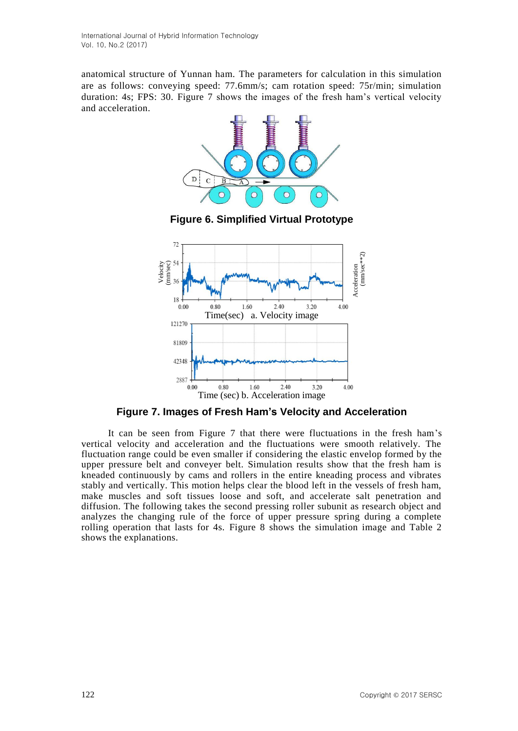anatomical structure of Yunnan ham. The parameters for calculation in this simulation are as follows: conveying speed: 77.6mm/s; cam rotation speed: 75r/min; simulation duration: 4s; FPS: 30. Figure 7 shows the images of the fresh ham's vertical velocity and acceleration.

**Figure 6. Simplified Virtual Prototype**

**Figure 7. Images of Fresh Ham's Velocity and Acceleration**

It can be seen from Figure 7 that there were fluctuations in the fresh ham's vertical velocity and acceleration and the fluctuations were smooth relatively. The fluctuation range could be even smaller if considering the elastic envelop formed by the upper pressure belt and conveyer belt. Simulation results show that the fresh ham is kneaded continuously by cams and rollers in the entire kneading process and vibrates stably and vertically. This motion helps clear the blood left in the vessels of fresh ham, make muscles and soft tissues loose and soft, and accelerate salt penetration and diffusion. The following takes the second pressing roller subunit as research object and analyzes the changing rule of the force of upper pressure spring during a complete rolling operation that lasts for 4s. Figure 8 shows the simulation image and Table 2 shows the explanations.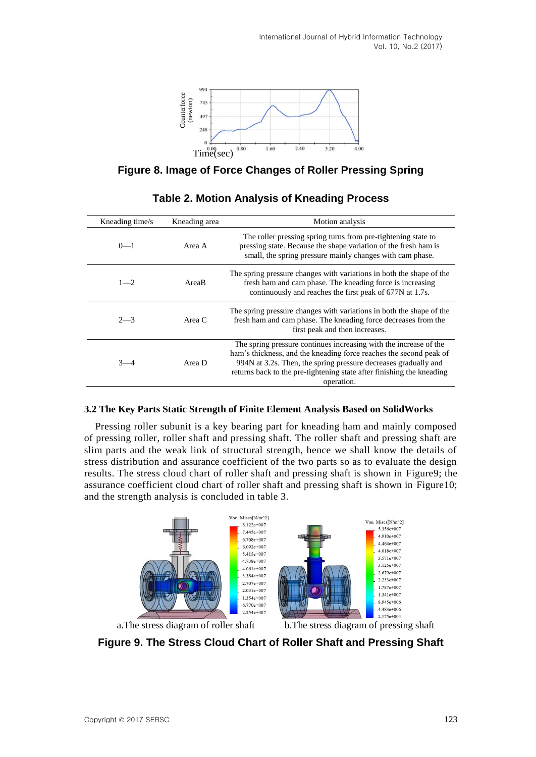**Figure 8. Image of Force Changes of Roller Pressing Spring**

**Table 2. Motion Analysis of Kneading Process**

| Kneading time/s | Kneading area | Motion analysis |
|---|---|---|
| 0—1 | Area A | The roller pressing spring turns from pre-tightening state to pressing state. Because the shape variation of the fresh ham is small, the spring pressure mainly changes with cam phase. |
| 1—2 | AreaB | The spring pressure changes with variations in both the shape of the fresh ham and cam phase. The kneading force is increasing continuously and reaches the first peak of 677N at 1.7s. |
| 2—3 | Area C | The spring pressure changes with variations in both the shape of the fresh ham and cam phase. The kneading force decreases from the first peak and then increases. |
| 3—4 | Area D | The spring pressure continues increasing with the increase of the ham's thickness, and the kneading force reaches the second peak of 994N at 3.2s. Then, the spring pressure decreases gradually and returns back to the pre-tightening state after finishing the kneading operation. |

### 3.2 The Key Parts Static Strength of Finite Element Analysis Based on SolidWorks

Pressing roller subunit is a key bearing part for kneading ham and mainly composed of pressing roller, roller shaft and pressing shaft. The roller shaft and pressing shaft are slim parts and the weak link of structural strength, hence we shall know the details of stress distribution and assurance coefficient of the two parts so as to evaluate the design results. The stress cloud chart of roller shaft and pressing shaft is shown in Figure9; the assurance coefficient cloud chart of roller shaft and pressing shaft is shown in Figure10; and the strength analysis is concluded in table 3.

a.The stress diagram of roller shaft　　b.The stress diagram of pressing shaft

**Figure 9. The Stress Cloud Chart of Roller Shaft and Pressing Shaft**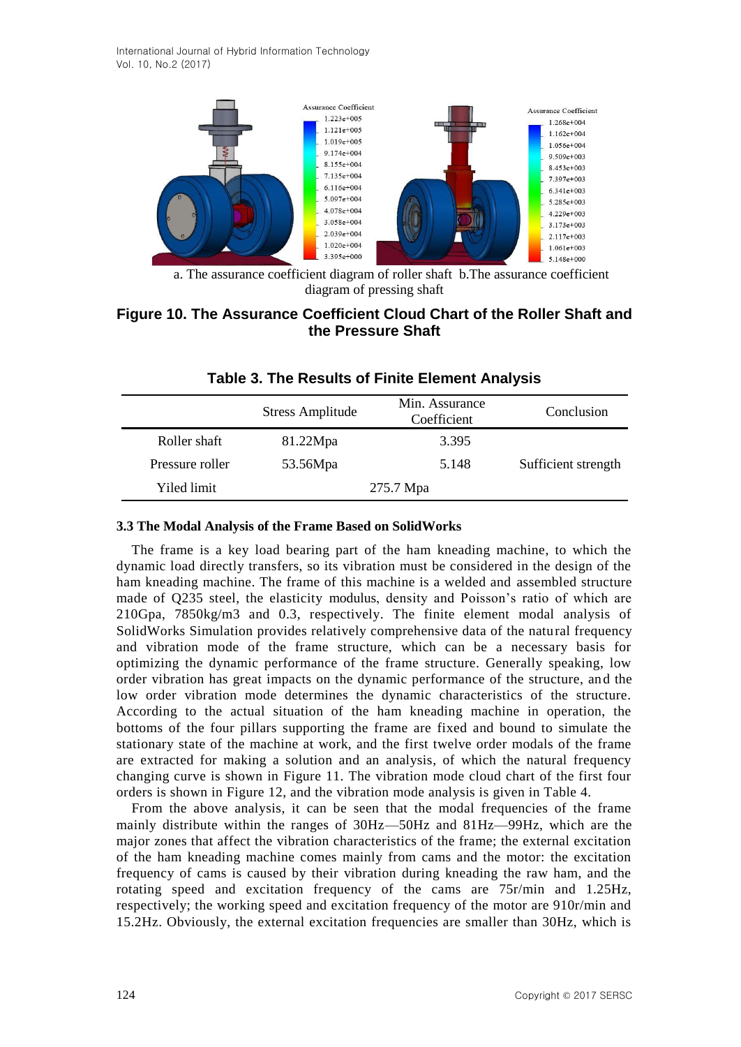a. The assurance coefficient diagram of roller shaft b.The assurance coefficient diagram of pressing shaft

**Figure 10. The Assurance Coefficient Cloud Chart of the Roller Shaft and the Pressure Shaft**

**Table 3. The Results of Finite Element Analysis**

| | Stress Amplitude | Min. Assurance Coefficient | Conclusion |
|---|---|---|---|
| Roller shaft | 81.22Mpa | 3.395 | |
| Pressure roller | 53.56Mpa | 5.148 | Sufficient strength |
| Yiled limit | 275.7 Mpa | | |

### 3.3 The Modal Analysis of the Frame Based on SolidWorks

The frame is a key load bearing part of the ham kneading machine, to which the dynamic load directly transfers, so its vibration must be considered in the design of the ham kneading machine. The frame of this machine is a welded and assembled structure made of Q235 steel, the elasticity modulus, density and Poisson's ratio of which are 210Gpa, 7850kg/m3 and 0.3, respectively. The finite element modal analysis of SolidWorks Simulation provides relatively comprehensive data of the natural frequency and vibration mode of the frame structure, which can be a necessary basis for optimizing the dynamic performance of the frame structure. Generally speaking, low order vibration has great impacts on the dynamic performance of the structure, and the low order vibration mode determines the dynamic characteristics of the structure. According to the actual situation of the ham kneading machine in operation, the bottoms of the four pillars supporting the frame are fixed and bound to simulate the stationary state of the machine at work, and the first twelve order modals of the frame are extracted for making a solution and an analysis, of which the natural frequency changing curve is shown in Figure 11. The vibration mode cloud chart of the first four orders is shown in Figure 12, and the vibration mode analysis is given in Table 4.

From the above analysis, it can be seen that the modal frequencies of the frame mainly distribute within the ranges of 30Hz—50Hz and 81Hz—99Hz, which are the major zones that affect the vibration characteristics of the frame; the external excitation of the ham kneading machine comes mainly from cams and the motor: the excitation frequency of cams is caused by their vibration during kneading the raw ham, and the rotating speed and excitation frequency of the cams are 75r/min and 1.25Hz, respectively; the working speed and excitation frequency of the motor are 910r/min and 15.2Hz. Obviously, the external excitation frequencies are smaller than 30Hz, which is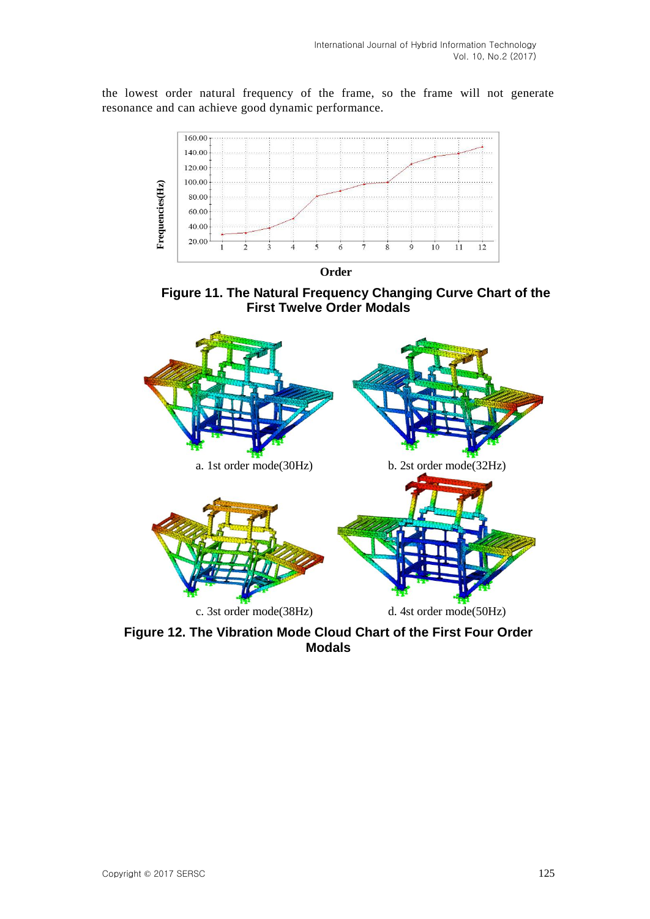the lowest order natural frequency of the frame, so the frame will not generate resonance and can achieve good dynamic performance.

**Figure 11. The Natural Frequency Changing Curve Chart of the First Twelve Order Modals**

a. 1st order mode(30Hz)

b. 2st order mode(32Hz)

c. 3st order mode(38Hz)

d. 4st order mode(50Hz)

**Figure 12. The Vibration Mode Cloud Chart of the First Four Order Modals**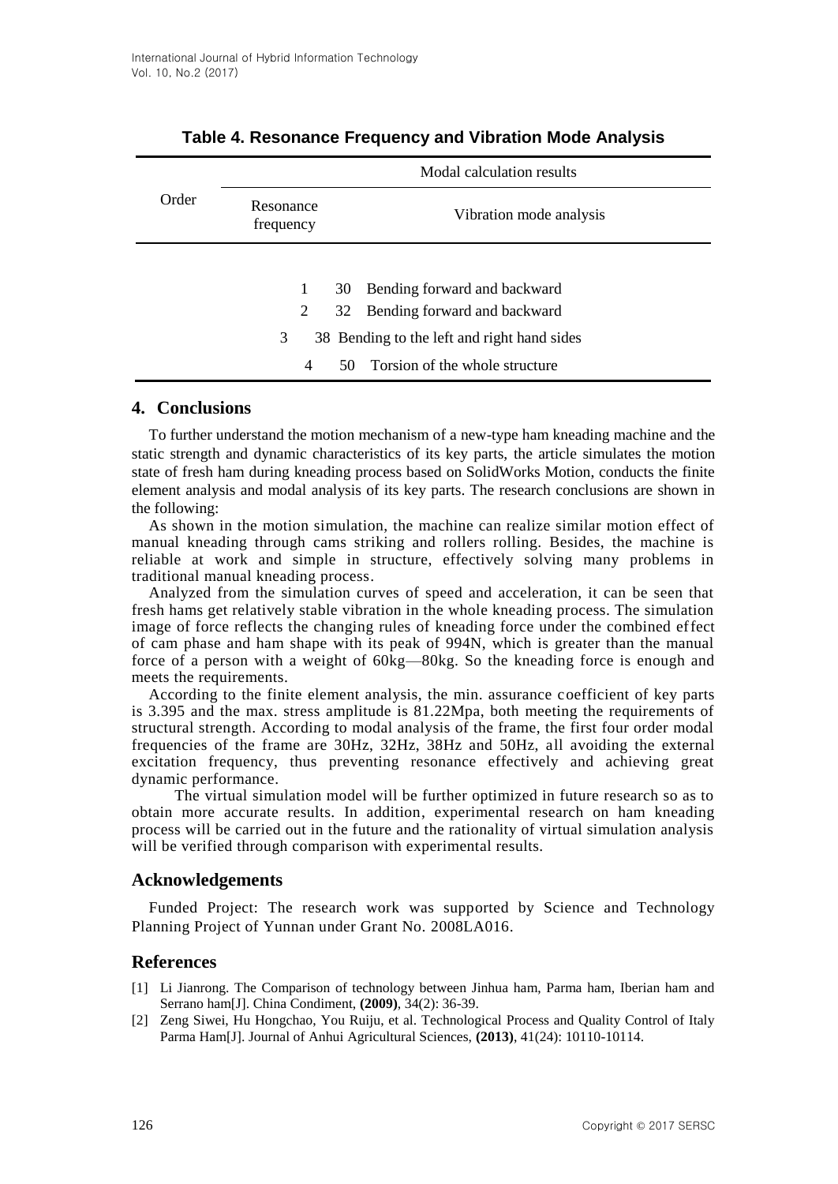**Table 4. Resonance Frequency and Vibration Mode Analysis**

| Order | Modal calculation results | |
|---|---|---|
| | Resonance frequency | Vibration mode analysis |
| 1 | 30 | Bending forward and backward |
| 2 | 32 | Bending forward and backward |
| 3 | 38 | Bending to the left and right hand sides |
| 4 | 50 | Torsion of the whole structure |

## 4. Conclusions

To further understand the motion mechanism of a new-type ham kneading machine and the static strength and dynamic characteristics of its key parts, the article simulates the motion state of fresh ham during kneading process based on SolidWorks Motion, conducts the finite element analysis and modal analysis of its key parts. The research conclusions are shown in the following:

As shown in the motion simulation, the machine can realize similar motion effect of manual kneading through cams striking and rollers rolling. Besides, the machine is reliable at work and simple in structure, effectively solving many problems in traditional manual kneading process.

Analyzed from the simulation curves of speed and acceleration, it can be seen that fresh hams get relatively stable vibration in the whole kneading process. The simulation image of force reflects the changing rules of kneading force under the combined effect of cam phase and ham shape with its peak of 994N, which is greater than the manual force of a person with a weight of 60kg—80kg. So the kneading force is enough and meets the requirements.

According to the finite element analysis, the min. assurance coefficient of key parts is 3.395 and the max. stress amplitude is 81.22Mpa, both meeting the requirements of structural strength. According to modal analysis of the frame, the first four order modal frequencies of the frame are 30Hz, 32Hz, 38Hz and 50Hz, all avoiding the external excitation frequency, thus preventing resonance effectively and achieving great dynamic performance.

The virtual simulation model will be further optimized in future research so as to obtain more accurate results. In addition, experimental research on ham kneading process will be carried out in the future and the rationality of virtual simulation analysis will be verified through comparison with experimental results.

## Acknowledgements

Funded Project: The research work was supported by Science and Technology Planning Project of Yunnan under Grant No. 2008LA016.

## References

[1] Li Jianrong. The Comparison of technology between Jinhua ham, Parma ham, Iberian ham and Serrano ham[J]. China Condiment, **(2009)**, 34(2): 36-39.

[2] Zeng Siwei, Hu Hongchao, You Ruiju, et al. Technological Process and Quality Control of Italy Parma Ham[J]. Journal of Anhui Agricultural Sciences, **(2013)**, 41(24): 10110-10114.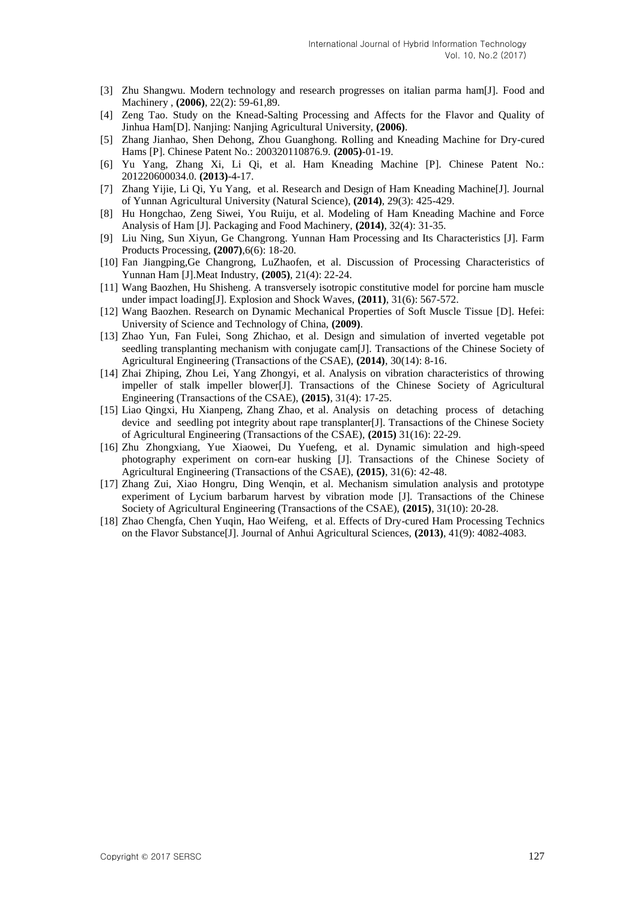[3] Zhu Shangwu. Modern technology and research progresses on italian parma ham[J]. Food and Machinery , **(2006)**, 22(2): 59-61,89.

[4] Zeng Tao. Study on the Knead-Salting Processing and Affects for the Flavor and Quality of Jinhua Ham[D]. Nanjing: Nanjing Agricultural University, **(2006)**.

[5] Zhang Jianhao, Shen Dehong, Zhou Guanghong. Rolling and Kneading Machine for Dry-cured Hams [P]. Chinese Patent No.: 200320110876.9. **(2005)**-01-19.

[6] Yu Yang, Zhang Xi, Li Qi, et al. Ham Kneading Machine [P]. Chinese Patent No.: 201220600034.0. **(2013)**-4-17.

[7] Zhang Yijie, Li Qi, Yu Yang, et al. Research and Design of Ham Kneading Machine[J]. Journal of Yunnan Agricultural University (Natural Science), **(2014)**, 29(3): 425-429.

[8] Hu Hongchao, Zeng Siwei, You Ruiju, et al. Modeling of Ham Kneading Machine and Force Analysis of Ham [J]. Packaging and Food Machinery, **(2014)**, 32(4): 31-35.

[9] Liu Ning, Sun Xiyun, Ge Changrong. Yunnan Ham Processing and Its Characteristics [J]. Farm Products Processing, **(2007)**,6(6): 18-20.

[10] Fan Jiangping,Ge Changrong, LuZhaofen, et al. Discussion of Processing Characteristics of Yunnan Ham [J].Meat Industry, **(2005)**, 21(4): 22-24.

[11] Wang Baozhen, Hu Shisheng. A transversely isotropic constitutive model for porcine ham muscle under impact loading[J]. Explosion and Shock Waves, **(2011)**, 31(6): 567-572.

[12] Wang Baozhen. Research on Dynamic Mechanical Properties of Soft Muscle Tissue [D]. Hefei: University of Science and Technology of China, **(2009)**.

[13] Zhao Yun, Fan Fulei, Song Zhichao, et al. Design and simulation of inverted vegetable pot seedling transplanting mechanism with conjugate cam[J]. Transactions of the Chinese Society of Agricultural Engineering (Transactions of the CSAE), **(2014)**, 30(14): 8-16.

[14] Zhai Zhiping, Zhou Lei, Yang Zhongyi, et al. Analysis on vibration characteristics of throwing impeller of stalk impeller blower[J]. Transactions of the Chinese Society of Agricultural Engineering (Transactions of the CSAE), **(2015)**, 31(4): 17-25.

[15] Liao Qingxi, Hu Xianpeng, Zhang Zhao, et al. Analysis on detaching process of detaching device and seedling pot integrity about rape transplanter[J]. Transactions of the Chinese Society of Agricultural Engineering (Transactions of the CSAE), **(2015)** 31(16): 22-29.

[16] Zhu Zhongxiang, Yue Xiaowei, Du Yuefeng, et al. Dynamic simulation and high-speed photography experiment on corn-ear husking [J]. Transactions of the Chinese Society of Agricultural Engineering (Transactions of the CSAE), **(2015)**, 31(6): 42-48.

[17] Zhang Zui, Xiao Hongru, Ding Wenqin, et al. Mechanism simulation analysis and prototype experiment of Lycium barbarum harvest by vibration mode [J]. Transactions of the Chinese Society of Agricultural Engineering (Transactions of the CSAE), **(2015)**, 31(10): 20-28.

[18] Zhao Chengfa, Chen Yuqin, Hao Weifeng, et al. Effects of Dry-cured Ham Processing Technics on the Flavor Substance[J]. Journal of Anhui Agricultural Sciences, **(2013)**, 41(9): 4082-4083.